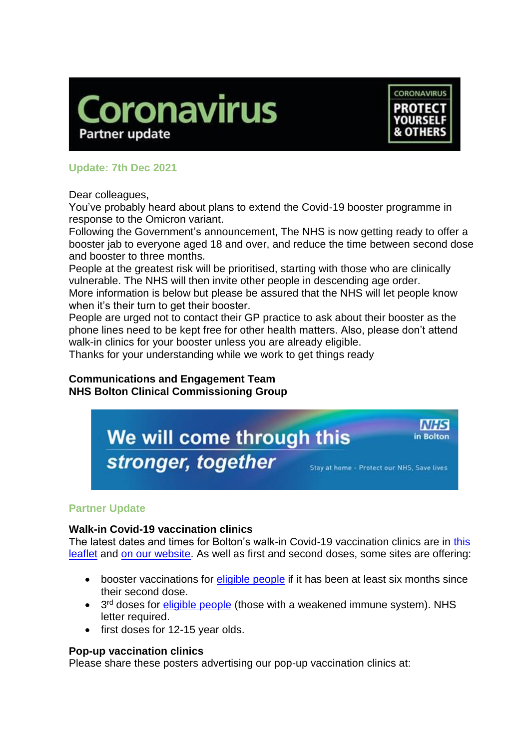# Coronavirus

Partner update

CORONAVIRUS PROTECT YOURSELF & OTHERS

**Update: 7th Dec 2021**

Dear colleagues,
You've probably heard about plans to extend the Covid-19 booster programme in response to the Omicron variant.
Following the Government's announcement, The NHS is now getting ready to offer a booster jab to everyone aged 18 and over, and reduce the time between second dose and booster to three months.
People at the greatest risk will be prioritised, starting with those who are clinically vulnerable. The NHS will then invite other people in descending age order.
More information is below but please be assured that the NHS will let people know when it's their turn to get their booster.
People are urged not to contact their GP practice to ask about their booster as the phone lines need to be kept free for other health matters. Also, please don't attend walk-in clinics for your booster unless you are already eligible.
Thanks for your understanding while we work to get things ready

**Communications and Engagement Team**
**NHS Bolton Clinical Commissioning Group**

We will come through this *stronger, together*

NHS in Bolton

Stay at home - Protect our NHS, Save lives

## Partner Update

### Walk-in Covid-19 vaccination clinics

The latest dates and times for Bolton's walk-in Covid-19 vaccination clinics are in this leaflet and on our website. As well as first and second doses, some sites are offering:

- booster vaccinations for eligible people if it has been at least six months since their second dose.
- 3rd doses for eligible people (those with a weakened immune system). NHS letter required.
- first doses for 12-15 year olds.

### Pop-up vaccination clinics

Please share these posters advertising our pop-up vaccination clinics at: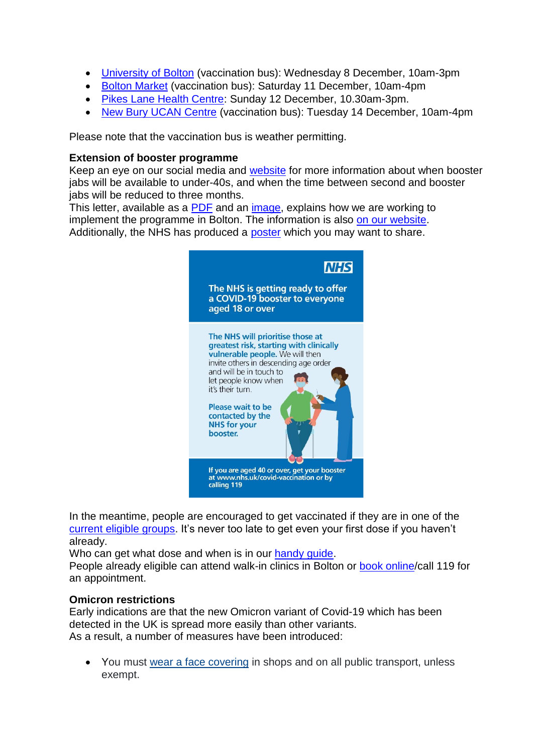- University of Bolton (vaccination bus): Wednesday 8 December, 10am-3pm
- Bolton Market (vaccination bus): Saturday 11 December, 10am-4pm
- Pikes Lane Health Centre: Sunday 12 December, 10.30am-3pm.
- New Bury UCAN Centre (vaccination bus): Tuesday 14 December, 10am-4pm

Please note that the vaccination bus is weather permitting.

**Extension of booster programme**
Keep an eye on our social media and website for more information about when booster jabs will be available to under-40s, and when the time between second and booster jabs will be reduced to three months.
This letter, available as a PDF and an image, explains how we are working to implement the programme in Bolton. The information is also on our website.
Additionally, the NHS has produced a poster which you may want to share.

NHS

**The NHS is getting ready to offer a COVID-19 booster to everyone aged 18 or over**

**The NHS will prioritise those at greatest risk, starting with clinically vulnerable people.** We will then invite others in descending age order and will be in touch to let people know when it's their turn.

**Please wait to be contacted by the NHS for your booster.**

**If you are aged 40 or over, get your booster at www.nhs.uk/covid-vaccination or by calling 119**

In the meantime, people are encouraged to get vaccinated if they are in one of the current eligible groups. It's never too late to get even your first dose if you haven't already.
Who can get what dose and when is in our handy guide.
People already eligible can attend walk-in clinics in Bolton or book online/call 119 for an appointment.

**Omicron restrictions**
Early indications are that the new Omicron variant of Covid-19 which has been detected in the UK is spread more easily than other variants.
As a result, a number of measures have been introduced:

- You must wear a face covering in shops and on all public transport, unless exempt.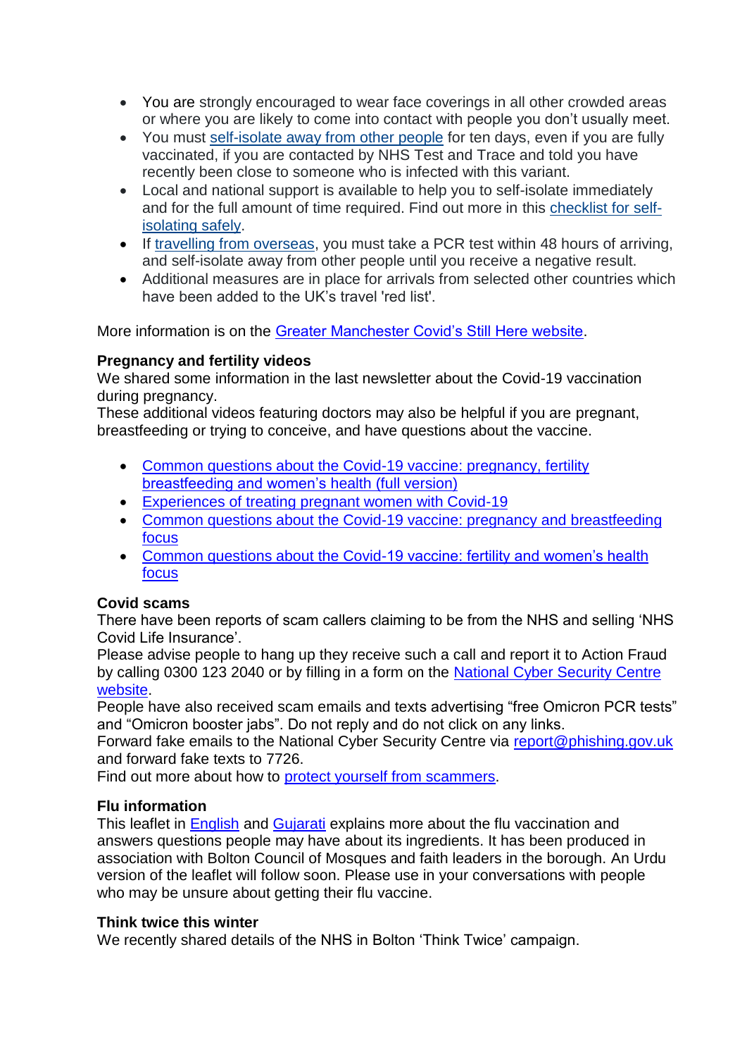- You are strongly encouraged to wear face coverings in all other crowded areas or where you are likely to come into contact with people you don't usually meet.
- You must self-isolate away from other people for ten days, even if you are fully vaccinated, if you are contacted by NHS Test and Trace and told you have recently been close to someone who is infected with this variant.
- Local and national support is available to help you to self-isolate immediately and for the full amount of time required. Find out more in this checklist for self-isolating safely.
- If travelling from overseas, you must take a PCR test within 48 hours of arriving, and self-isolate away from other people until you receive a negative result.
- Additional measures are in place for arrivals from selected other countries which have been added to the UK's travel 'red list'.

More information is on the Greater Manchester Covid's Still Here website.

**Pregnancy and fertility videos**
We shared some information in the last newsletter about the Covid-19 vaccination during pregnancy.
These additional videos featuring doctors may also be helpful if you are pregnant, breastfeeding or trying to conceive, and have questions about the vaccine.

- Common questions about the Covid-19 vaccine: pregnancy, fertility breastfeeding and women's health (full version)
- Experiences of treating pregnant women with Covid-19
- Common questions about the Covid-19 vaccine: pregnancy and breastfeeding focus
- Common questions about the Covid-19 vaccine: fertility and women's health focus

**Covid scams**
There have been reports of scam callers claiming to be from the NHS and selling 'NHS Covid Life Insurance'.
Please advise people to hang up they receive such a call and report it to Action Fraud by calling 0300 123 2040 or by filling in a form on the National Cyber Security Centre website.
People have also received scam emails and texts advertising "free Omicron PCR tests" and "Omicron booster jabs". Do not reply and do not click on any links.
Forward fake emails to the National Cyber Security Centre via report@phishing.gov.uk and forward fake texts to 7726.
Find out more about how to protect yourself from scammers.

**Flu information**
This leaflet in English and Gujarati explains more about the flu vaccination and answers questions people may have about its ingredients. It has been produced in association with Bolton Council of Mosques and faith leaders in the borough. An Urdu version of the leaflet will follow soon. Please use in your conversations with people who may be unsure about getting their flu vaccine.

**Think twice this winter**
We recently shared details of the NHS in Bolton 'Think Twice' campaign.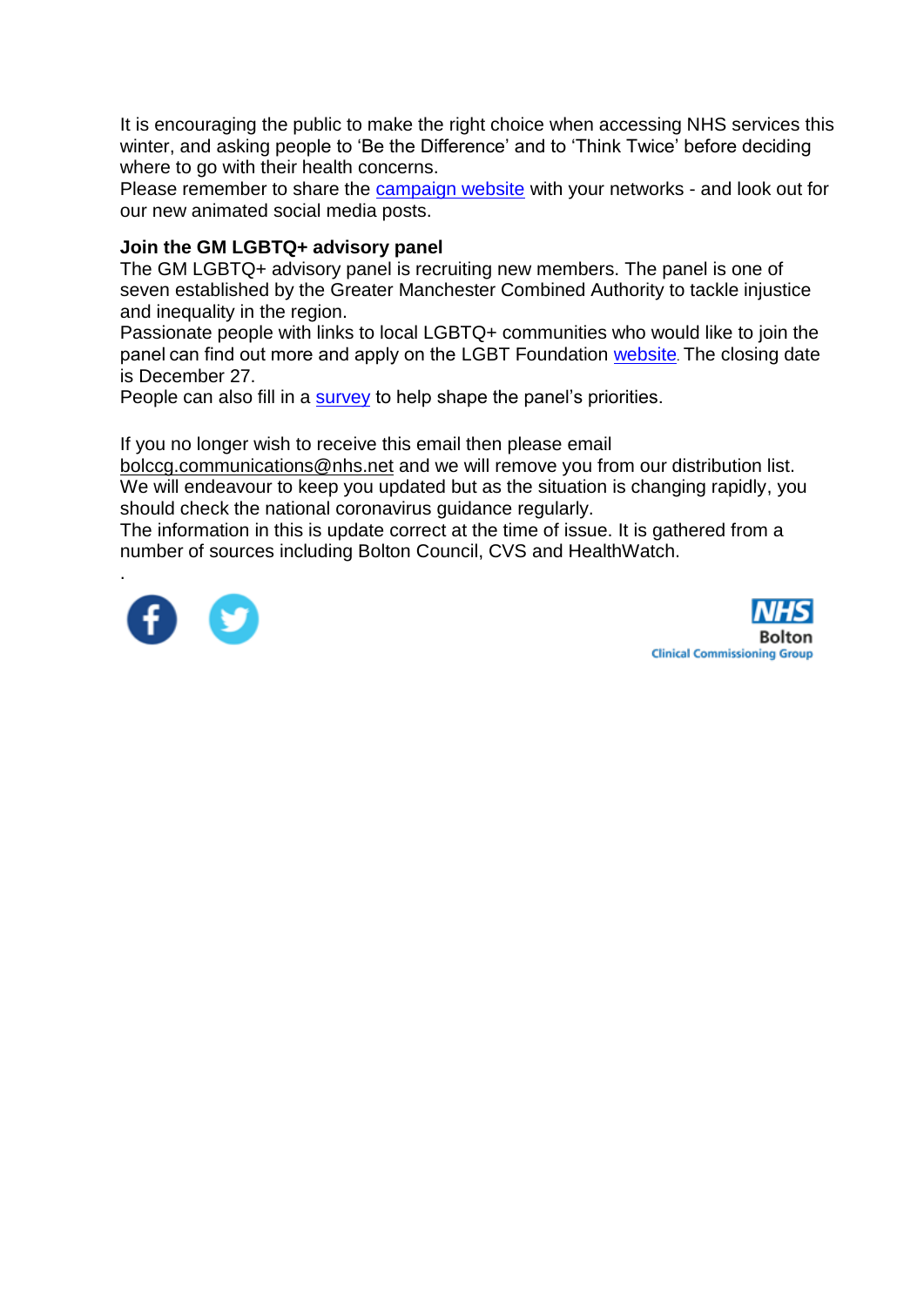It is encouraging the public to make the right choice when accessing NHS services this winter, and asking people to 'Be the Difference' and to 'Think Twice' before deciding where to go with their health concerns.
Please remember to share the campaign website with your networks - and look out for our new animated social media posts.

**Join the GM LGBTQ+ advisory panel**
The GM LGBTQ+ advisory panel is recruiting new members. The panel is one of seven established by the Greater Manchester Combined Authority to tackle injustice and inequality in the region.
Passionate people with links to local LGBTQ+ communities who would like to join the panel can find out more and apply on the LGBT Foundation website. The closing date is December 27.
People can also fill in a survey to help shape the panel's priorities.

If you no longer wish to receive this email then please email bolccg.communications@nhs.net and we will remove you from our distribution list.
We will endeavour to keep you updated but as the situation is changing rapidly, you should check the national coronavirus guidance regularly.
The information in this is update correct at the time of issue. It is gathered from a number of sources including Bolton Council, CVS and HealthWatch.

.

NHS Bolton Clinical Commissioning Group